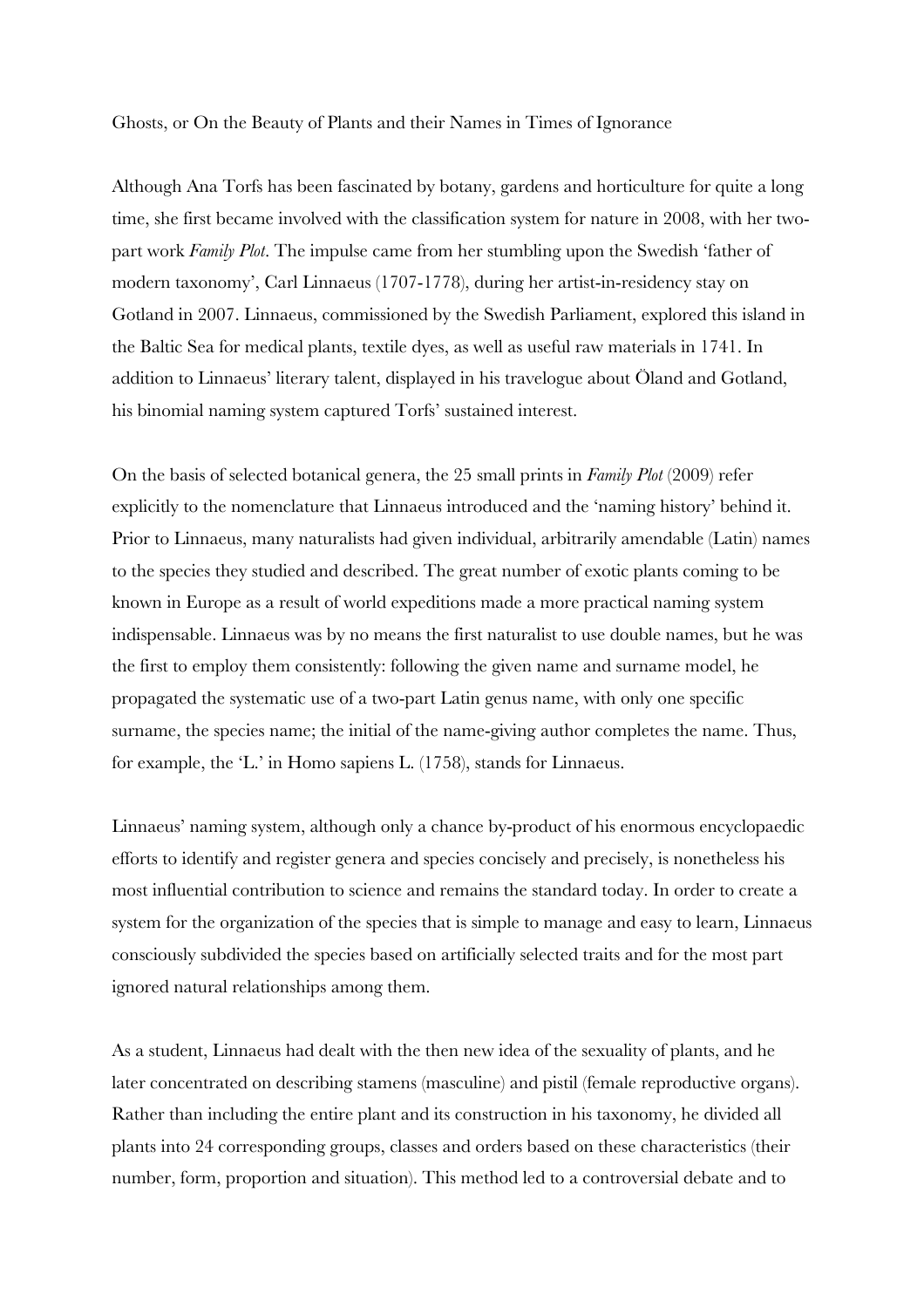# Ghosts, or On the Beauty of Plants and their Names in Times of Ignorance

Although Ana Torfs has been fascinated by botany, gardens and horticulture for quite a long time, she first became involved with the classification system for nature in 2008, with her two-part work *Family Plot*. The impulse came from her stumbling upon the Swedish 'father of modern taxonomy', Carl Linnaeus (1707-1778), during her artist-in-residency stay on Gotland in 2007. Linnaeus, commissioned by the Swedish Parliament, explored this island in the Baltic Sea for medical plants, textile dyes, as well as useful raw materials in 1741. In addition to Linnaeus' literary talent, displayed in his travelogue about Öland and Gotland, his binomial naming system captured Torfs' sustained interest.

On the basis of selected botanical genera, the 25 small prints in *Family Plot* (2009) refer explicitly to the nomenclature that Linnaeus introduced and the 'naming history' behind it. Prior to Linnaeus, many naturalists had given individual, arbitrarily amendable (Latin) names to the species they studied and described. The great number of exotic plants coming to be known in Europe as a result of world expeditions made a more practical naming system indispensable. Linnaeus was by no means the first naturalist to use double names, but he was the first to employ them consistently: following the given name and surname model, he propagated the systematic use of a two-part Latin genus name, with only one specific surname, the species name; the initial of the name-giving author completes the name. Thus, for example, the 'L.' in Homo sapiens L. (1758), stands for Linnaeus.

Linnaeus' naming system, although only a chance by-product of his enormous encyclopaedic efforts to identify and register genera and species concisely and precisely, is nonetheless his most influential contribution to science and remains the standard today. In order to create a system for the organization of the species that is simple to manage and easy to learn, Linnaeus consciously subdivided the species based on artificially selected traits and for the most part ignored natural relationships among them.

As a student, Linnaeus had dealt with the then new idea of the sexuality of plants, and he later concentrated on describing stamens (masculine) and pistil (female reproductive organs). Rather than including the entire plant and its construction in his taxonomy, he divided all plants into 24 corresponding groups, classes and orders based on these characteristics (their number, form, proportion and situation). This method led to a controversial debate and to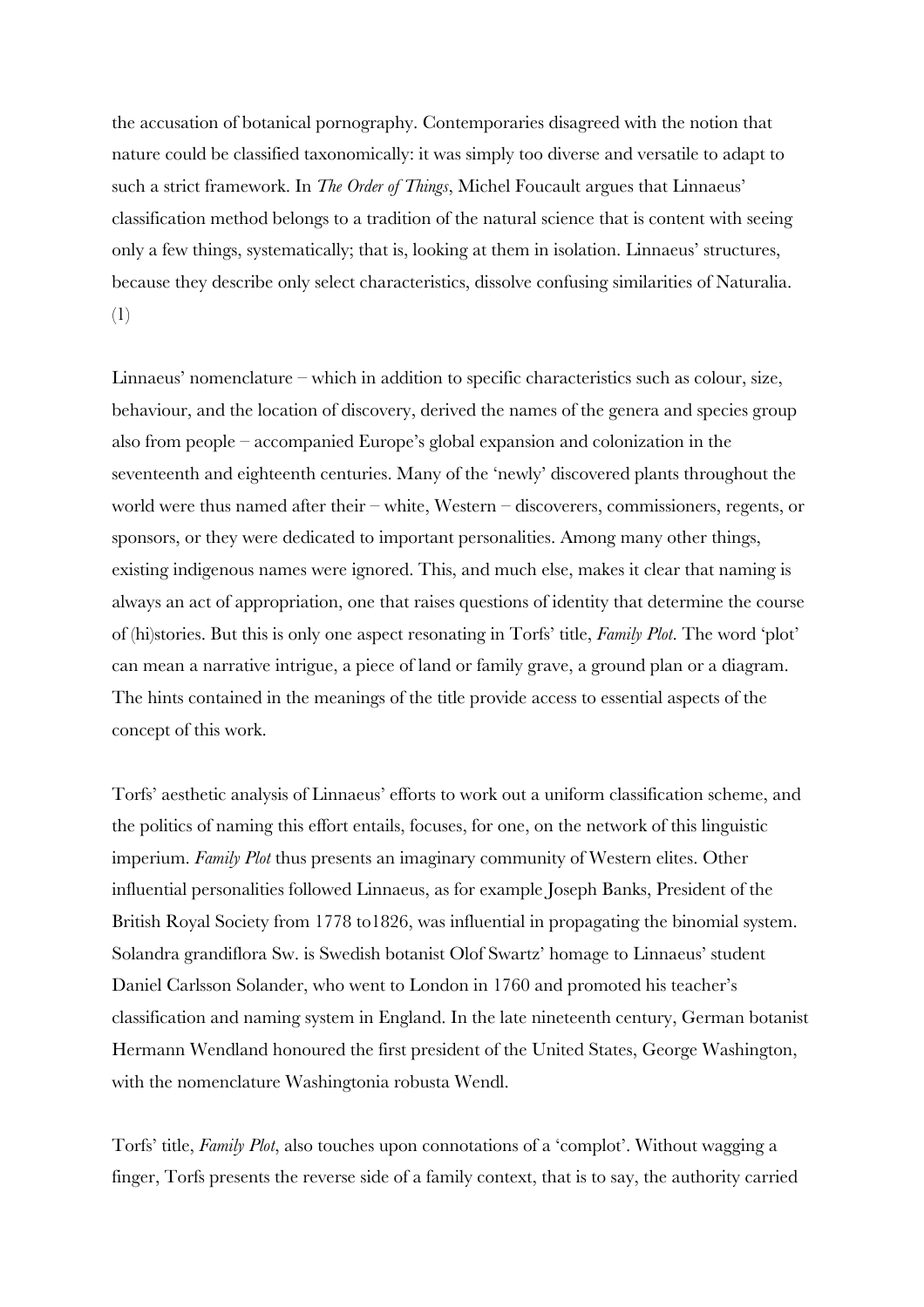the accusation of botanical pornography. Contemporaries disagreed with the notion that nature could be classified taxonomically: it was simply too diverse and versatile to adapt to such a strict framework. In *The Order of Things*, Michel Foucault argues that Linnaeus' classification method belongs to a tradition of the natural science that is content with seeing only a few things, systematically; that is, looking at them in isolation. Linnaeus' structures, because they describe only select characteristics, dissolve confusing similarities of Naturalia. (1)

Linnaeus' nomenclature – which in addition to specific characteristics such as colour, size, behaviour, and the location of discovery, derived the names of the genera and species group also from people – accompanied Europe's global expansion and colonization in the seventeenth and eighteenth centuries. Many of the 'newly' discovered plants throughout the world were thus named after their – white, Western – discoverers, commissioners, regents, or sponsors, or they were dedicated to important personalities. Among many other things, existing indigenous names were ignored. This, and much else, makes it clear that naming is always an act of appropriation, one that raises questions of identity that determine the course of (hi)stories. But this is only one aspect resonating in Torfs' title, *Family Plot*. The word 'plot' can mean a narrative intrigue, a piece of land or family grave, a ground plan or a diagram. The hints contained in the meanings of the title provide access to essential aspects of the concept of this work.

Torfs' aesthetic analysis of Linnaeus' efforts to work out a uniform classification scheme, and the politics of naming this effort entails, focuses, for one, on the network of this linguistic imperium. *Family Plot* thus presents an imaginary community of Western elites. Other influential personalities followed Linnaeus, as for example Joseph Banks, President of the British Royal Society from 1778 to1826, was influential in propagating the binomial system. Solandra grandiflora Sw. is Swedish botanist Olof Swartz' homage to Linnaeus' student Daniel Carlsson Solander, who went to London in 1760 and promoted his teacher's classification and naming system in England. In the late nineteenth century, German botanist Hermann Wendland honoured the first president of the United States, George Washington, with the nomenclature Washingtonia robusta Wendl.

Torfs' title, *Family Plot*, also touches upon connotations of a 'complot'. Without wagging a finger, Torfs presents the reverse side of a family context, that is to say, the authority carried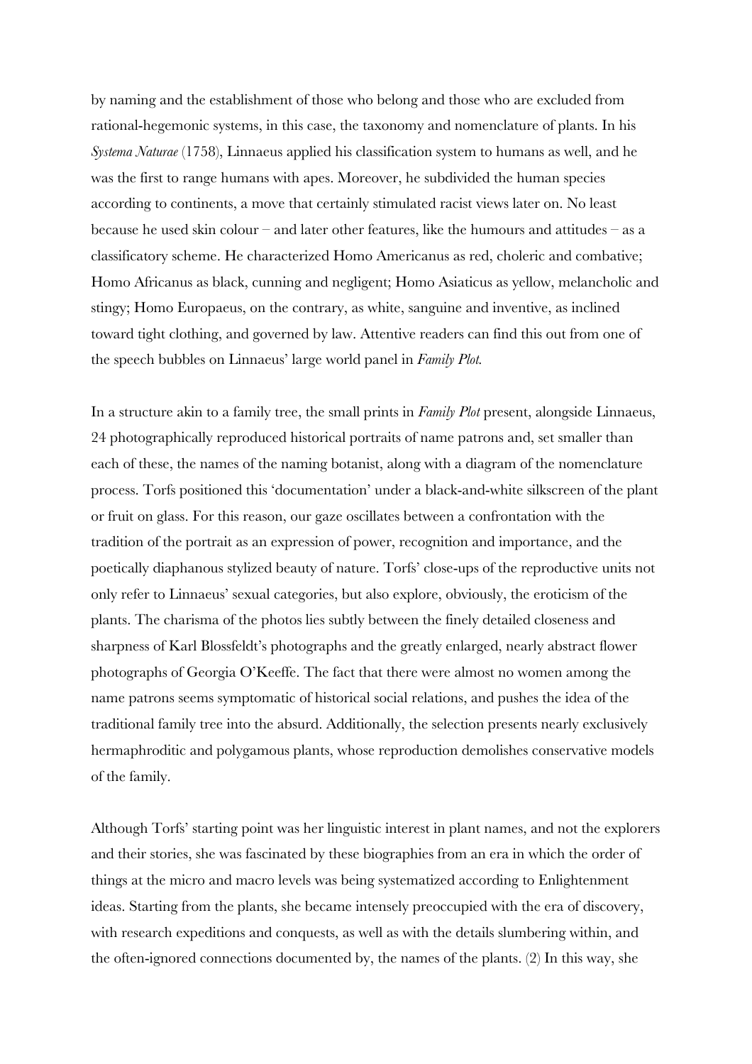by naming and the establishment of those who belong and those who are excluded from rational-hegemonic systems, in this case, the taxonomy and nomenclature of plants. In his *Systema Naturae* (1758), Linnaeus applied his classification system to humans as well, and he was the first to range humans with apes. Moreover, he subdivided the human species according to continents, a move that certainly stimulated racist views later on. No least because he used skin colour – and later other features, like the humours and attitudes – as a classificatory scheme. He characterized Homo Americanus as red, choleric and combative; Homo Africanus as black, cunning and negligent; Homo Asiaticus as yellow, melancholic and stingy; Homo Europaeus, on the contrary, as white, sanguine and inventive, as inclined toward tight clothing, and governed by law. Attentive readers can find this out from one of the speech bubbles on Linnaeus' large world panel in *Family Plot.*

In a structure akin to a family tree, the small prints in *Family Plot* present, alongside Linnaeus, 24 photographically reproduced historical portraits of name patrons and, set smaller than each of these, the names of the naming botanist, along with a diagram of the nomenclature process. Torfs positioned this 'documentation' under a black-and-white silkscreen of the plant or fruit on glass. For this reason, our gaze oscillates between a confrontation with the tradition of the portrait as an expression of power, recognition and importance, and the poetically diaphanous stylized beauty of nature. Torfs' close-ups of the reproductive units not only refer to Linnaeus' sexual categories, but also explore, obviously, the eroticism of the plants. The charisma of the photos lies subtly between the finely detailed closeness and sharpness of Karl Blossfeldt's photographs and the greatly enlarged, nearly abstract flower photographs of Georgia O'Keeffe. The fact that there were almost no women among the name patrons seems symptomatic of historical social relations, and pushes the idea of the traditional family tree into the absurd. Additionally, the selection presents nearly exclusively hermaphroditic and polygamous plants, whose reproduction demolishes conservative models of the family.

Although Torfs' starting point was her linguistic interest in plant names, and not the explorers and their stories, she was fascinated by these biographies from an era in which the order of things at the micro and macro levels was being systematized according to Enlightenment ideas. Starting from the plants, she became intensely preoccupied with the era of discovery, with research expeditions and conquests, as well as with the details slumbering within, and the often-ignored connections documented by, the names of the plants. (2) In this way, she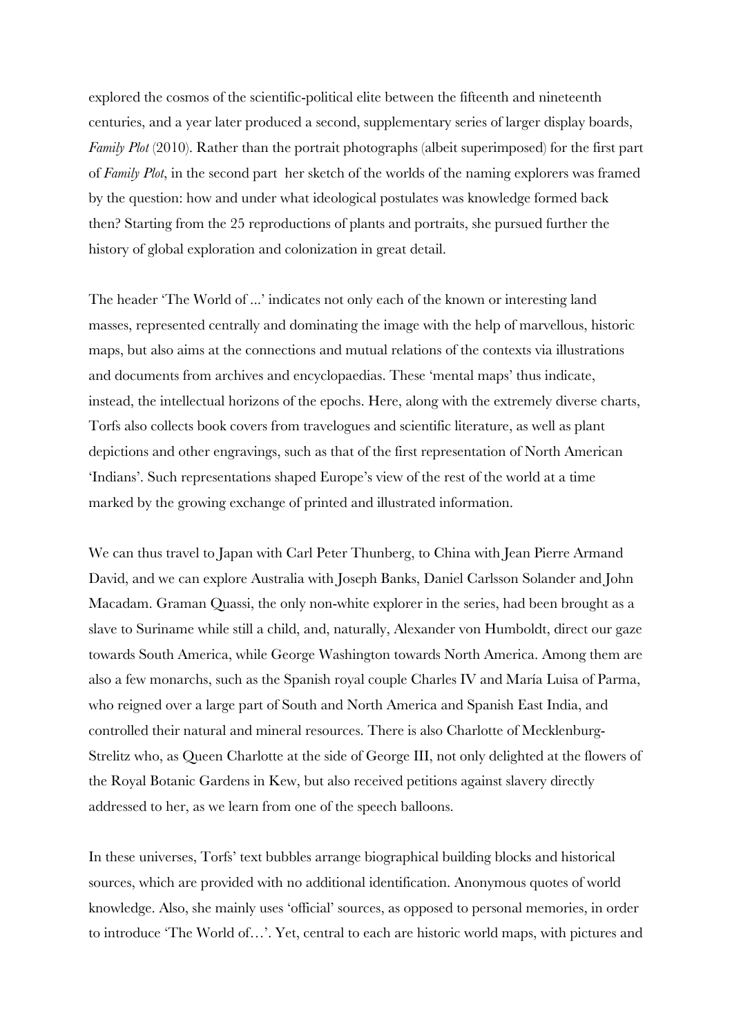explored the cosmos of the scientific-political elite between the fifteenth and nineteenth centuries, and a year later produced a second, supplementary series of larger display boards, *Family Plot* (2010). Rather than the portrait photographs (albeit superimposed) for the first part of *Family Plot*, in the second part her sketch of the worlds of the naming explorers was framed by the question: how and under what ideological postulates was knowledge formed back then? Starting from the 25 reproductions of plants and portraits, she pursued further the history of global exploration and colonization in great detail.

The header 'The World of ...' indicates not only each of the known or interesting land masses, represented centrally and dominating the image with the help of marvellous, historic maps, but also aims at the connections and mutual relations of the contexts via illustrations and documents from archives and encyclopaedias. These 'mental maps' thus indicate, instead, the intellectual horizons of the epochs. Here, along with the extremely diverse charts, Torfs also collects book covers from travelogues and scientific literature, as well as plant depictions and other engravings, such as that of the first representation of North American 'Indians'. Such representations shaped Europe's view of the rest of the world at a time marked by the growing exchange of printed and illustrated information.

We can thus travel to Japan with Carl Peter Thunberg, to China with Jean Pierre Armand David, and we can explore Australia with Joseph Banks, Daniel Carlsson Solander and John Macadam. Graman Quassi, the only non-white explorer in the series, had been brought as a slave to Suriname while still a child, and, naturally, Alexander von Humboldt, direct our gaze towards South America, while George Washington towards North America. Among them are also a few monarchs, such as the Spanish royal couple Charles IV and María Luisa of Parma, who reigned over a large part of South and North America and Spanish East India, and controlled their natural and mineral resources. There is also Charlotte of Mecklenburg-Strelitz who, as Queen Charlotte at the side of George III, not only delighted at the flowers of the Royal Botanic Gardens in Kew, but also received petitions against slavery directly addressed to her, as we learn from one of the speech balloons.

In these universes, Torfs' text bubbles arrange biographical building blocks and historical sources, which are provided with no additional identification. Anonymous quotes of world knowledge. Also, she mainly uses 'official' sources, as opposed to personal memories, in order to introduce 'The World of…'. Yet, central to each are historic world maps, with pictures and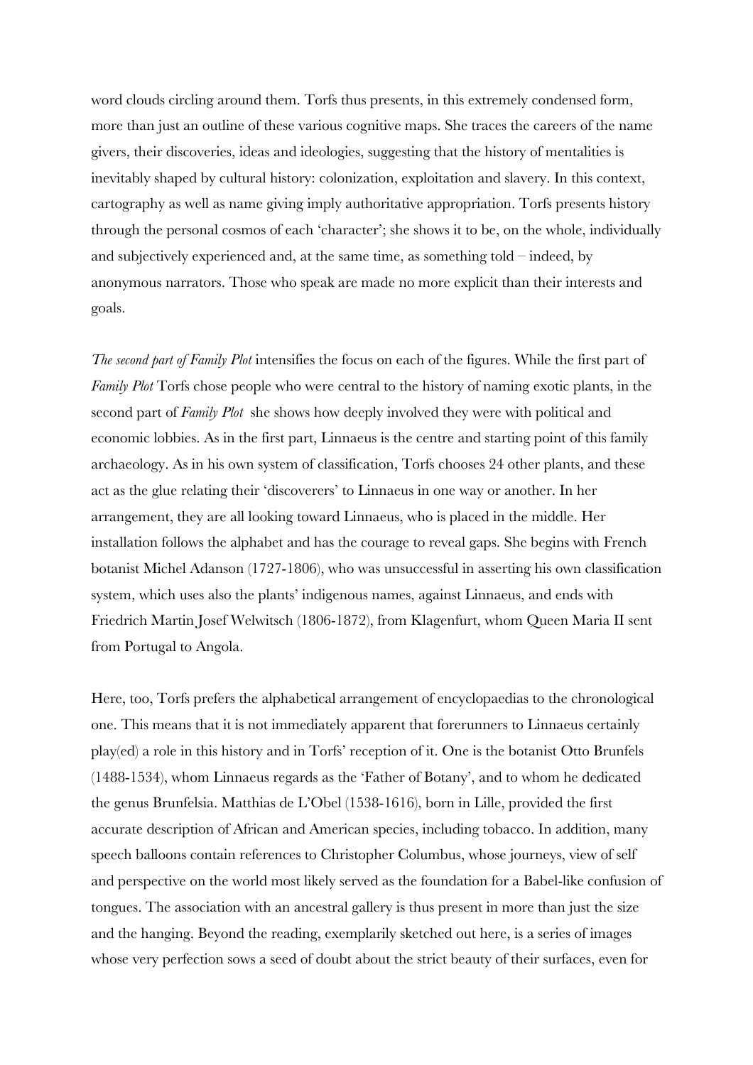word clouds circling around them. Torfs thus presents, in this extremely condensed form, more than just an outline of these various cognitive maps. She traces the careers of the name givers, their discoveries, ideas and ideologies, suggesting that the history of mentalities is inevitably shaped by cultural history: colonization, exploitation and slavery. In this context, cartography as well as name giving imply authoritative appropriation. Torfs presents history through the personal cosmos of each 'character'; she shows it to be, on the whole, individually and subjectively experienced and, at the same time, as something told – indeed, by anonymous narrators. Those who speak are made no more explicit than their interests and goals.

*The second part of Family Plot* intensifies the focus on each of the figures. While the first part of *Family Plot* Torfs chose people who were central to the history of naming exotic plants, in the second part of *Family Plot* she shows how deeply involved they were with political and economic lobbies. As in the first part, Linnaeus is the centre and starting point of this family archaeology. As in his own system of classification, Torfs chooses 24 other plants, and these act as the glue relating their 'discoverers' to Linnaeus in one way or another. In her arrangement, they are all looking toward Linnaeus, who is placed in the middle. Her installation follows the alphabet and has the courage to reveal gaps. She begins with French botanist Michel Adanson (1727-1806), who was unsuccessful in asserting his own classification system, which uses also the plants' indigenous names, against Linnaeus, and ends with Friedrich Martin Josef Welwitsch (1806-1872), from Klagenfurt, whom Queen Maria II sent from Portugal to Angola.

Here, too, Torfs prefers the alphabetical arrangement of encyclopaedias to the chronological one. This means that it is not immediately apparent that forerunners to Linnaeus certainly play(ed) a role in this history and in Torfs' reception of it. One is the botanist Otto Brunfels (1488-1534), whom Linnaeus regards as the 'Father of Botany', and to whom he dedicated the genus Brunfelsia. Matthias de L'Obel (1538-1616), born in Lille, provided the first accurate description of African and American species, including tobacco. In addition, many speech balloons contain references to Christopher Columbus, whose journeys, view of self and perspective on the world most likely served as the foundation for a Babel-like confusion of tongues. The association with an ancestral gallery is thus present in more than just the size and the hanging. Beyond the reading, exemplarily sketched out here, is a series of images whose very perfection sows a seed of doubt about the strict beauty of their surfaces, even for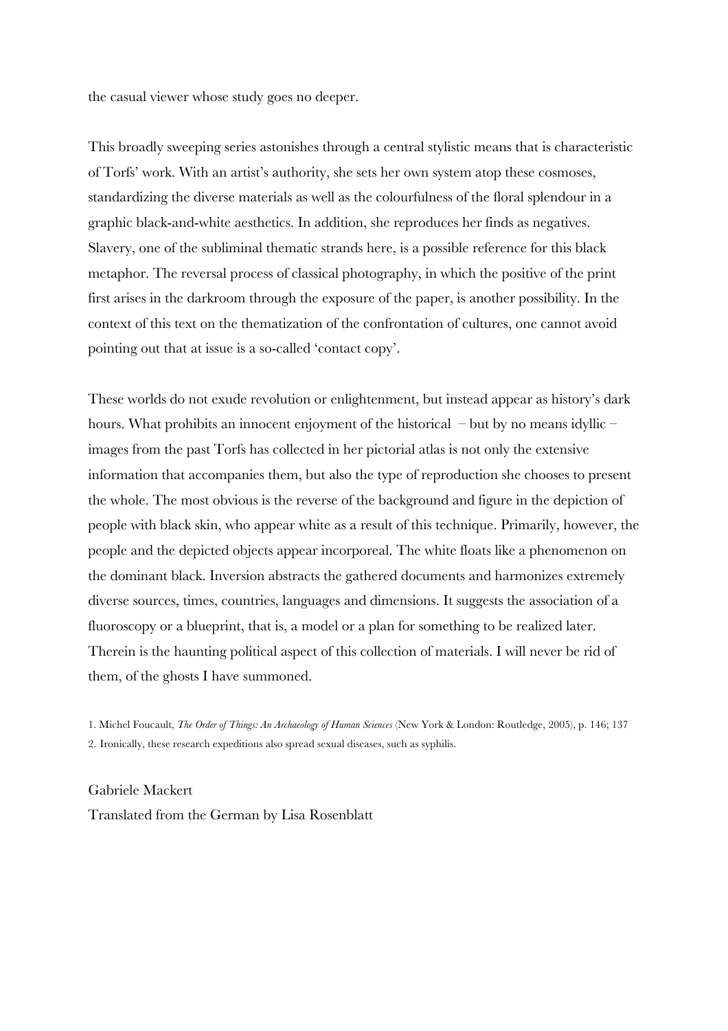the casual viewer whose study goes no deeper.

This broadly sweeping series astonishes through a central stylistic means that is characteristic of Torfs' work. With an artist's authority, she sets her own system atop these cosmoses, standardizing the diverse materials as well as the colourfulness of the floral splendour in a graphic black-and-white aesthetics. In addition, she reproduces her finds as negatives. Slavery, one of the subliminal thematic strands here, is a possible reference for this black metaphor. The reversal process of classical photography, in which the positive of the print first arises in the darkroom through the exposure of the paper, is another possibility. In the context of this text on the thematization of the confrontation of cultures, one cannot avoid pointing out that at issue is a so-called 'contact copy'.

These worlds do not exude revolution or enlightenment, but instead appear as history's dark hours. What prohibits an innocent enjoyment of the historical – but by no means idyllic – images from the past Torfs has collected in her pictorial atlas is not only the extensive information that accompanies them, but also the type of reproduction she chooses to present the whole. The most obvious is the reverse of the background and figure in the depiction of people with black skin, who appear white as a result of this technique. Primarily, however, the people and the depicted objects appear incorporeal. The white floats like a phenomenon on the dominant black. Inversion abstracts the gathered documents and harmonizes extremely diverse sources, times, countries, languages and dimensions. It suggests the association of a fluoroscopy or a blueprint, that is, a model or a plan for something to be realized later. Therein is the haunting political aspect of this collection of materials. I will never be rid of them, of the ghosts I have summoned.

1. Michel Foucault, *The Order of Things: An Archaeology of Human Sciences* (New York & London: Routledge, 2005), p. 146; 137

2. Ironically, these research expeditions also spread sexual diseases, such as syphilis.

Gabriele Mackert

Translated from the German by Lisa Rosenblatt